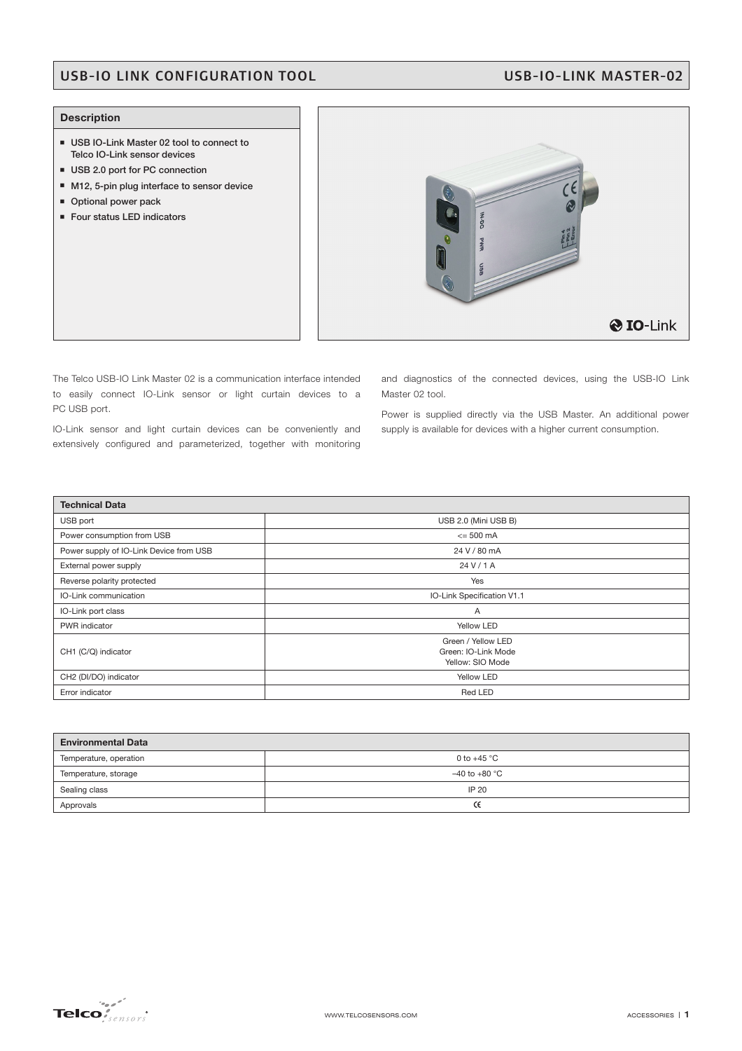# USB-IO LINK CONFIGURATION TOOL

## USB-IO-LINK MASTER-02

### Description

- USB IO-Link Master 02 tool to connect to Telco IO-Link sensor devices
- USB 2.0 port for PC connection
- M12, 5-pin plug interface to sensor device
- Optional power pack
- Four status LED indicators

The Telco USB-IO Link Master 02 is a communication interface intended to easily connect IO-Link sensor or light curtain devices to a PC USB port.

IO-Link sensor and light curtain devices can be conveniently and extensively configured and parameterized, together with monitoring and diagnostics of the connected devices, using the USB-IO Link Master 02 tool.

Power is supplied directly via the USB Master. An additional power supply is available for devices with a higher current consumption.

| Technical Data | |
|---|---|
| USB port | USB 2.0 (Mini USB B) |
| Power consumption from USB | <= 500 mA |
| Power supply of IO-Link Device from USB | 24 V / 80 mA |
| External power supply | 24 V / 1 A |
| Reverse polarity protected | Yes |
| IO-Link communication | IO-Link Specification V1.1 |
| IO-Link port class | A |
| PWR indicator | Yellow LED |
| CH1 (C/Q) indicator | Green / Yellow LED<br>Green: IO-Link Mode<br>Yellow: SIO Mode |
| CH2 (DI/DO) indicator | Yellow LED |
| Error indicator | Red LED |

| Environmental Data | |
|---|---|
| Temperature, operation | 0 to +45 °C |
| Temperature, storage | –40 to +80 °C |
| Sealing class | IP 20 |
| Approvals | CE |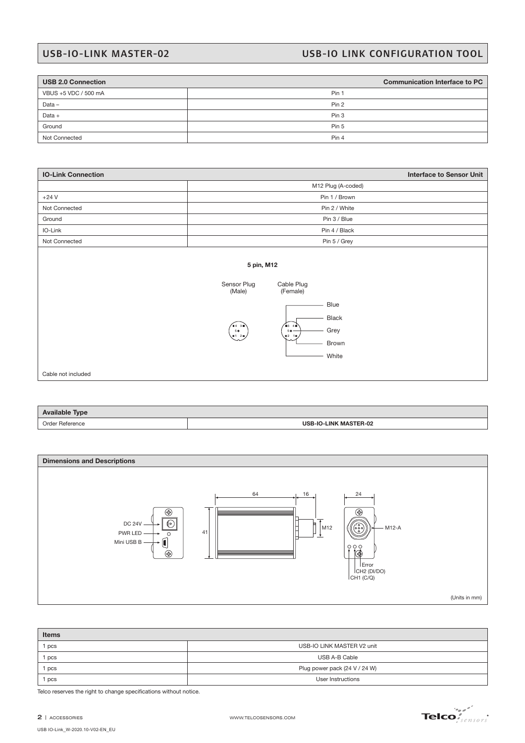## USB-IO-LINK MASTER-02

## USB-IO LINK CONFIGURATION TOOL

| USB 2.0 Connection | Communication Interface to PC |
|---|---|
| VBUS +5 VDC / 500 mA | Pin 1 |
| Data – | Pin 2 |
| Data + | Pin 3 |
| Ground | Pin 5 |
| Not Connected | Pin 4 |

| IO-Link Connection | Interface to Sensor Unit |
|---|---|
| | M12 Plug (A-coded) |
| +24 V | Pin 1 / Brown |
| Not Connected | Pin 2 / White |
| Ground | Pin 3 / Blue |
| IO-Link | Pin 4 / Black |
| Not Connected | Pin 5 / Grey |

**5 pin, M12**

Sensor Plug (Male)

Cable Plug (Female)

Blue
Black
Grey
Brown
White

Cable not included

| Available Type | |
|---|---|
| Order Reference | **USB-IO-LINK MASTER-02** |

**Dimensions and Descriptions**

DC 24V
PWR LED
Mini USB B
64
16
24
41
M12
M12-A
Error
CH2 (DI/DO)
CH1 (C/Q)

(Units in mm)

| Items | |
|---|---|
| 1 pcs | USB-IO LINK MASTER V2 unit |
| 1 pcs | USB A-B Cable |
| 1 pcs | Plug power pack (24 V / 24 W) |
| 1 pcs | User Instructions |

Telco reserves the right to change specifications without notice.